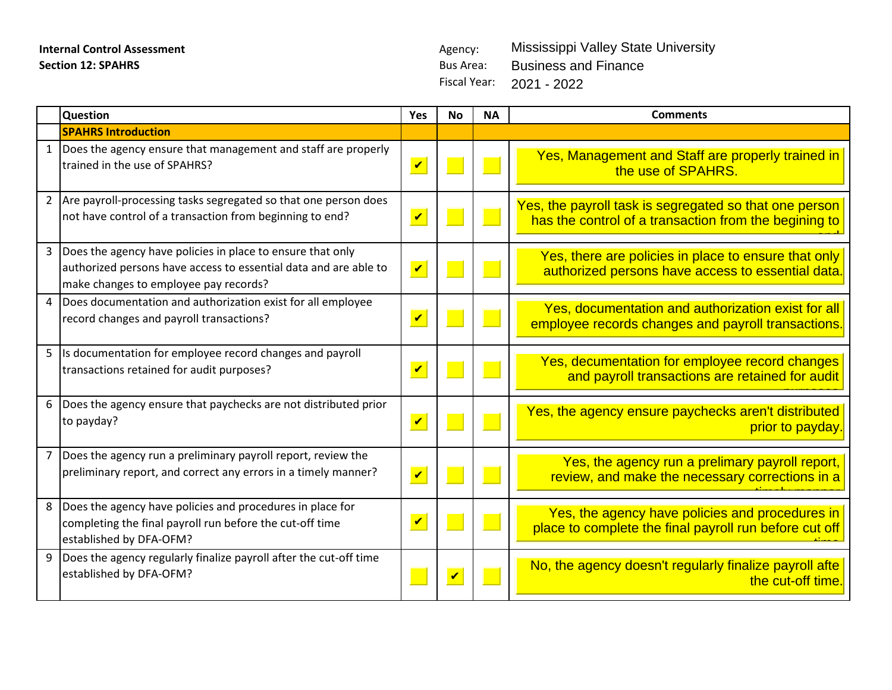**Internal Control Assessment**
**Section 12: SPAHRS**

Agency: Mississippi Valley State University
Bus Area: Business and Finance
Fiscal Year: 2021 - 2022

| | Question | Yes | No | NA | Comments |
|---|---|---|---|---|---|
| | **SPAHRS Introduction** | | | | |
| 1 | Does the agency ensure that management and staff are properly trained in the use of SPAHRS? | ✔ | | | Yes, Management and Staff are properly trained in the use of SPAHRS. |
| 2 | Are payroll-processing tasks segregated so that one person does not have control of a transaction from beginning to end? | ✔ | | | Yes, the payroll task is segregated so that one person has the control of a transaction from the begining to end |
| 3 | Does the agency have policies in place to ensure that only authorized persons have access to essential data and are able to make changes to employee pay records? | ✔ | | | Yes, there are policies in place to ensure that only authorized persons have access to essential data. |
| 4 | Does documentation and authorization exist for all employee record changes and payroll transactions? | ✔ | | | Yes, documentation and authorization exist for all employee records changes and payroll transactions. |
| 5 | Is documentation for employee record changes and payroll transactions retained for audit purposes? | ✔ | | | Yes, documentation for employee record changes and payroll transactions are retained for audit purposes |
| 6 | Does the agency ensure that paychecks are not distributed prior to payday? | ✔ | | | Yes, the agency ensure paychecks aren't distributed prior to payday. |
| 7 | Does the agency run a preliminary payroll report, review the preliminary report, and correct any errors in a timely manner? | ✔ | | | Yes, the agency run a prelimary payroll report, review, and make the necessary corrections in a timely manner |
| 8 | Does the agency have policies and procedures in place for completing the final payroll run before the cut-off time established by DFA-OFM? | ✔ | | | Yes, the agency have policies and procedures in place to complete the final payroll run before cut off time |
| 9 | Does the agency regularly finalize payroll after the cut-off time established by DFA-OFM? | | ✔ | | No, the agency doesn't regularly finalize payroll afte the cut-off time. |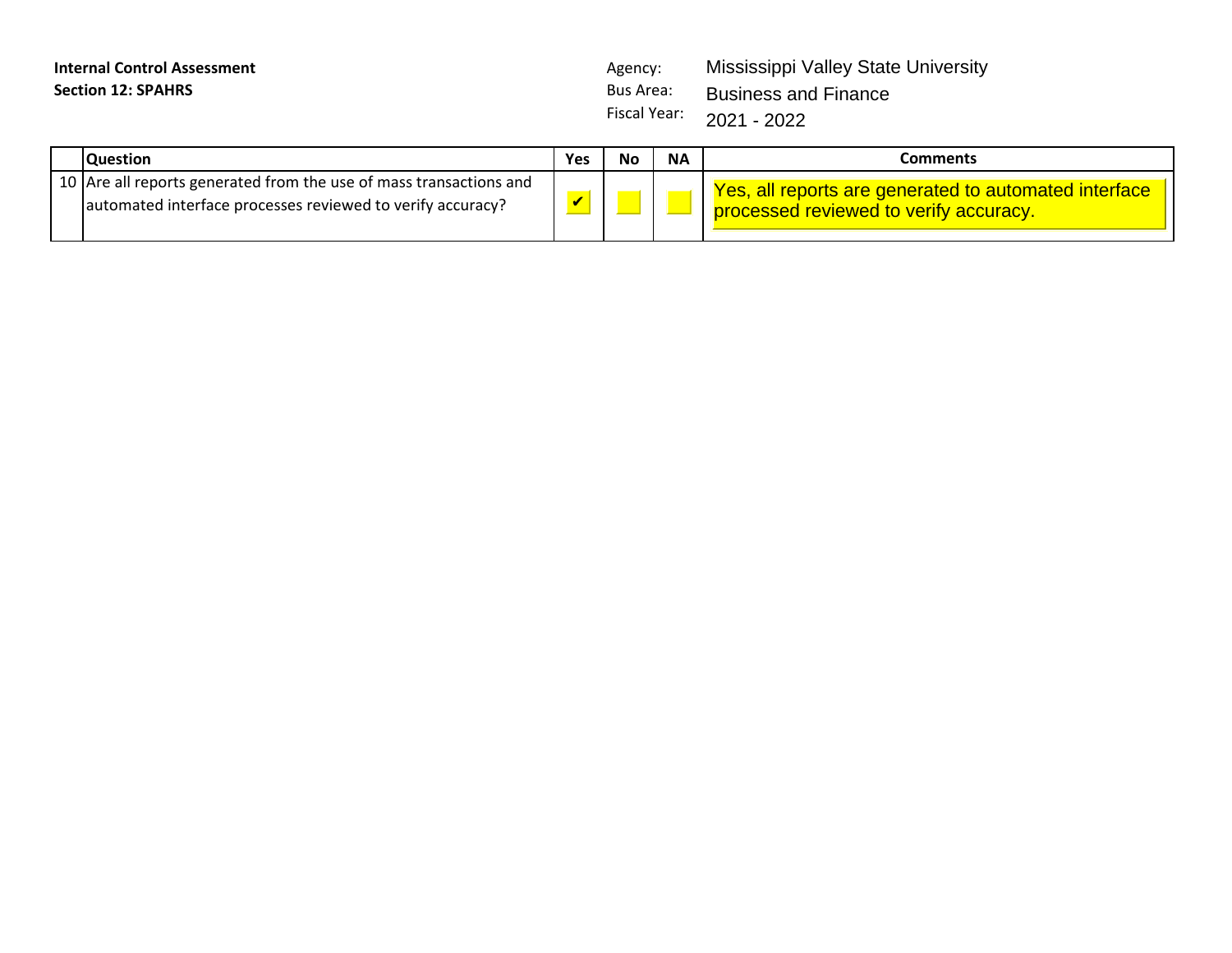**Internal Control Assessment**
**Section 12: SPAHRS**

Agency: Mississippi Valley State University
Bus Area: Business and Finance
Fiscal Year: 2021 - 2022

| | Question | Yes | No | NA | Comments |
|---|---|---|---|---|---|
| 10 | Are all reports generated from the use of mass transactions and automated interface processes reviewed to verify accuracy? | ✔ | | | Yes, all reports are generated to automated interface processed reviewed to verify accuracy. |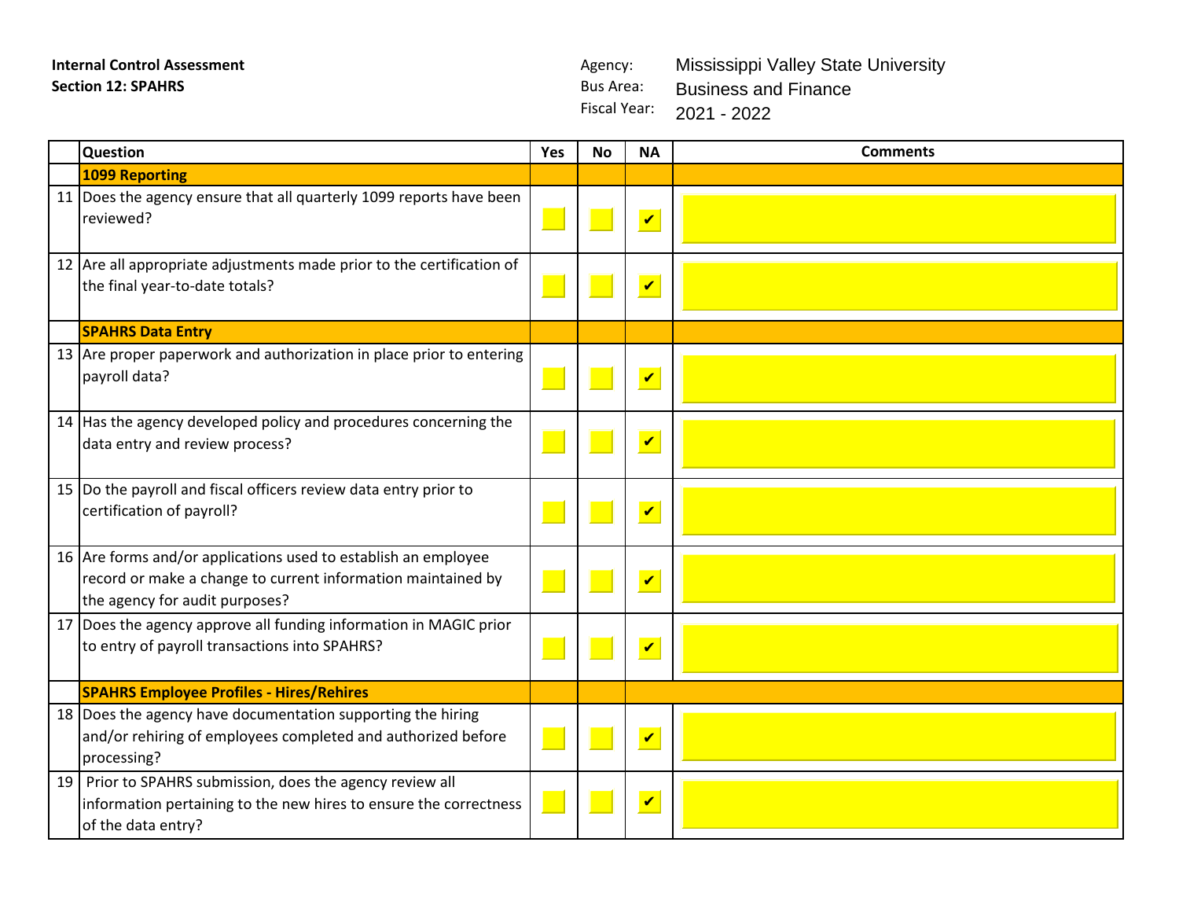**Internal Control Assessment**
**Section 12: SPAHRS**

Agency: Mississippi Valley State University
Bus Area: Business and Finance
Fiscal Year: 2021 - 2022

| | Question | Yes | No | NA | Comments |
|---|---|---|---|---|---|
| | **1099 Reporting** | | | | |
| 11 | Does the agency ensure that all quarterly 1099 reports have been reviewed? | | | ✔ | |
| 12 | Are all appropriate adjustments made prior to the certification of the final year-to-date totals? | | | ✔ | |
| | **SPAHRS Data Entry** | | | | |
| 13 | Are proper paperwork and authorization in place prior to entering payroll data? | | | ✔ | |
| 14 | Has the agency developed policy and procedures concerning the data entry and review process? | | | ✔ | |
| 15 | Do the payroll and fiscal officers review data entry prior to certification of payroll? | | | ✔ | |
| 16 | Are forms and/or applications used to establish an employee record or make a change to current information maintained by the agency for audit purposes? | | | ✔ | |
| 17 | Does the agency approve all funding information in MAGIC prior to entry of payroll transactions into SPAHRS? | | | ✔ | |
| | **SPAHRS Employee Profiles - Hires/Rehires** | | | | |
| 18 | Does the agency have documentation supporting the hiring and/or rehiring of employees completed and authorized before processing? | | | ✔ | |
| 19 | Prior to SPAHRS submission, does the agency review all information pertaining to the new hires to ensure the correctness of the data entry? | | | ✔ | |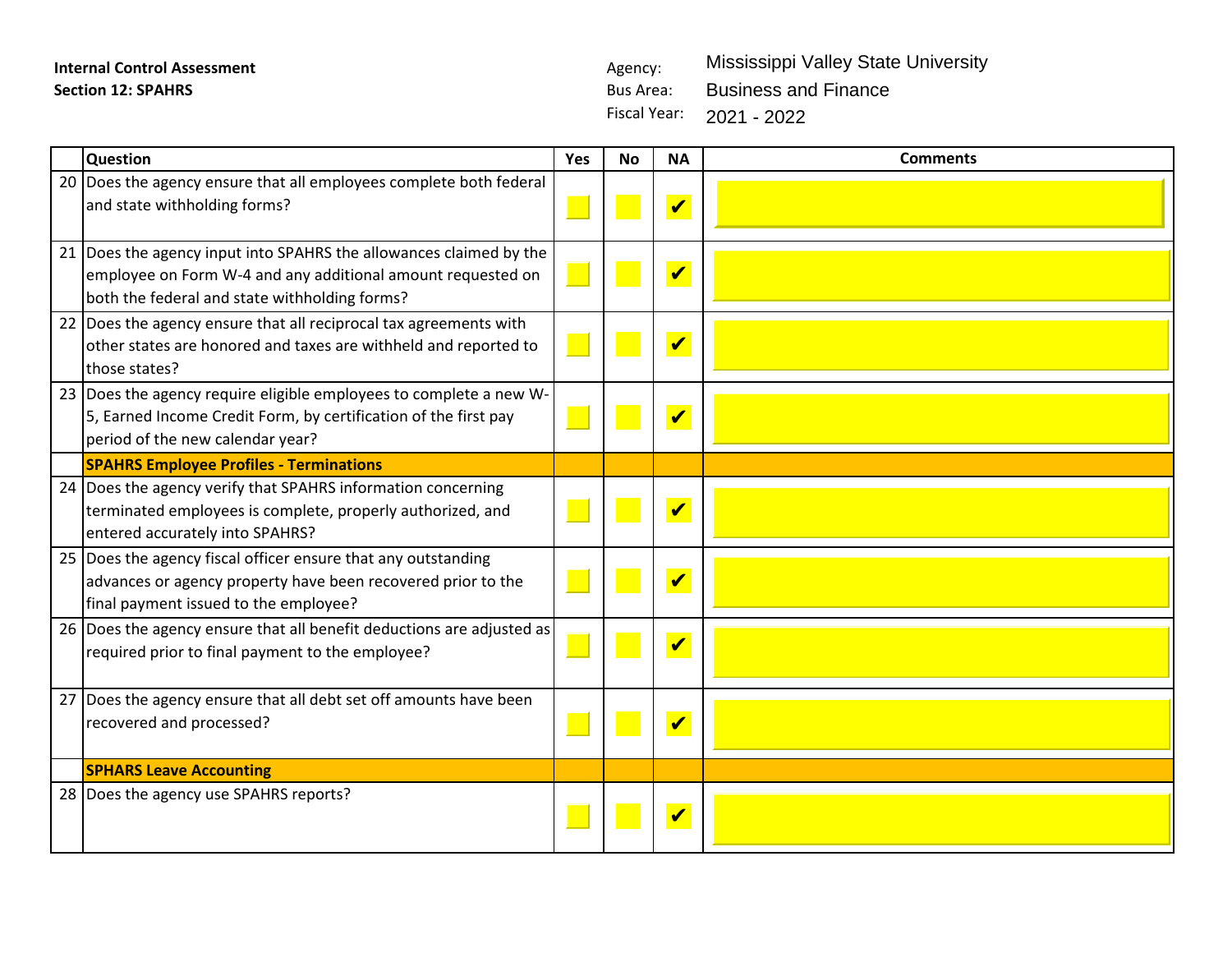**Internal Control Assessment**
**Section 12: SPAHRS**

Agency: Mississippi Valley State University
Bus Area: Business and Finance
Fiscal Year: 2021 - 2022

| | Question | Yes | No | NA | Comments |
|---|---|---|---|---|---|
| 20 | Does the agency ensure that all employees complete both federal and state withholding forms? | | | ✔ | |
| 21 | Does the agency input into SPAHRS the allowances claimed by the employee on Form W-4 and any additional amount requested on both the federal and state withholding forms? | | | ✔ | |
| 22 | Does the agency ensure that all reciprocal tax agreements with other states are honored and taxes are withheld and reported to those states? | | | ✔ | |
| 23 | Does the agency require eligible employees to complete a new W-5, Earned Income Credit Form, by certification of the first pay period of the new calendar year? | | | ✔ | |
| | **SPAHRS Employee Profiles - Terminations** | | | | |
| 24 | Does the agency verify that SPAHRS information concerning terminated employees is complete, properly authorized, and entered accurately into SPAHRS? | | | ✔ | |
| 25 | Does the agency fiscal officer ensure that any outstanding advances or agency property have been recovered prior to the final payment issued to the employee? | | | ✔ | |
| 26 | Does the agency ensure that all benefit deductions are adjusted as required prior to final payment to the employee? | | | ✔ | |
| 27 | Does the agency ensure that all debt set off amounts have been recovered and processed? | | | ✔ | |
| | **SPHARS Leave Accounting** | | | | |
| 28 | Does the agency use SPAHRS reports? | | | ✔ | |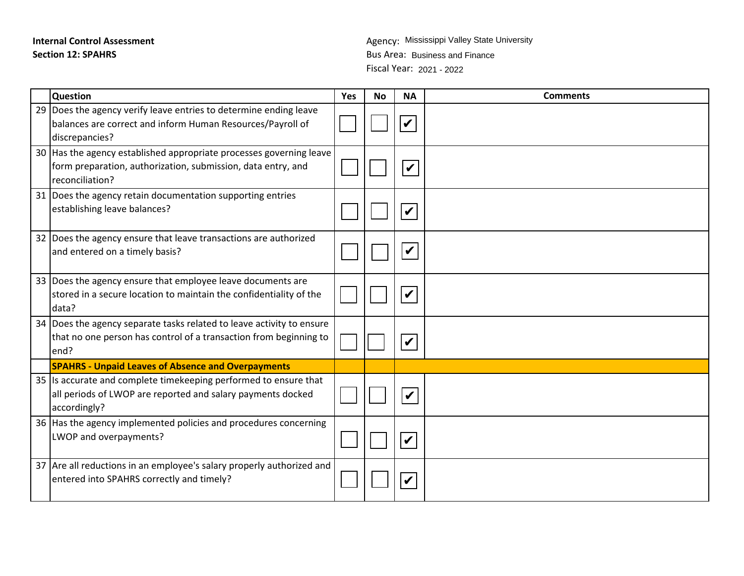**Internal Control Assessment**
**Section 12: SPAHRS**

Agency: Mississippi Valley State University
Bus Area: Business and Finance
Fiscal Year: 2021 - 2022

| | Question | Yes | No | NA | Comments |
|---|---|---|---|---|---|
| 29 | Does the agency verify leave entries to determine ending leave balances are correct and inform Human Resources/Payroll of discrepancies? | ☐ | ☐ | ☑ | |
| 30 | Has the agency established appropriate processes governing leave form preparation, authorization, submission, data entry, and reconciliation? | ☐ | ☐ | ☑ | |
| 31 | Does the agency retain documentation supporting entries establishing leave balances? | ☐ | ☐ | ☑ | |
| 32 | Does the agency ensure that leave transactions are authorized and entered on a timely basis? | ☐ | ☐ | ☑ | |
| 33 | Does the agency ensure that employee leave documents are stored in a secure location to maintain the confidentiality of the data? | ☐ | ☐ | ☑ | |
| 34 | Does the agency separate tasks related to leave activity to ensure that no one person has control of a transaction from beginning to end? | ☐ | ☐ | ☑ | |
| | **SPAHRS - Unpaid Leaves of Absence and Overpayments** | | | | |
| 35 | Is accurate and complete timekeeping performed to ensure that all periods of LWOP are reported and salary payments docked accordingly? | ☐ | ☐ | ☑ | |
| 36 | Has the agency implemented policies and procedures concerning LWOP and overpayments? | ☐ | ☐ | ☑ | |
| 37 | Are all reductions in an employee's salary properly authorized and entered into SPAHRS correctly and timely? | ☐ | ☐ | ☑ | |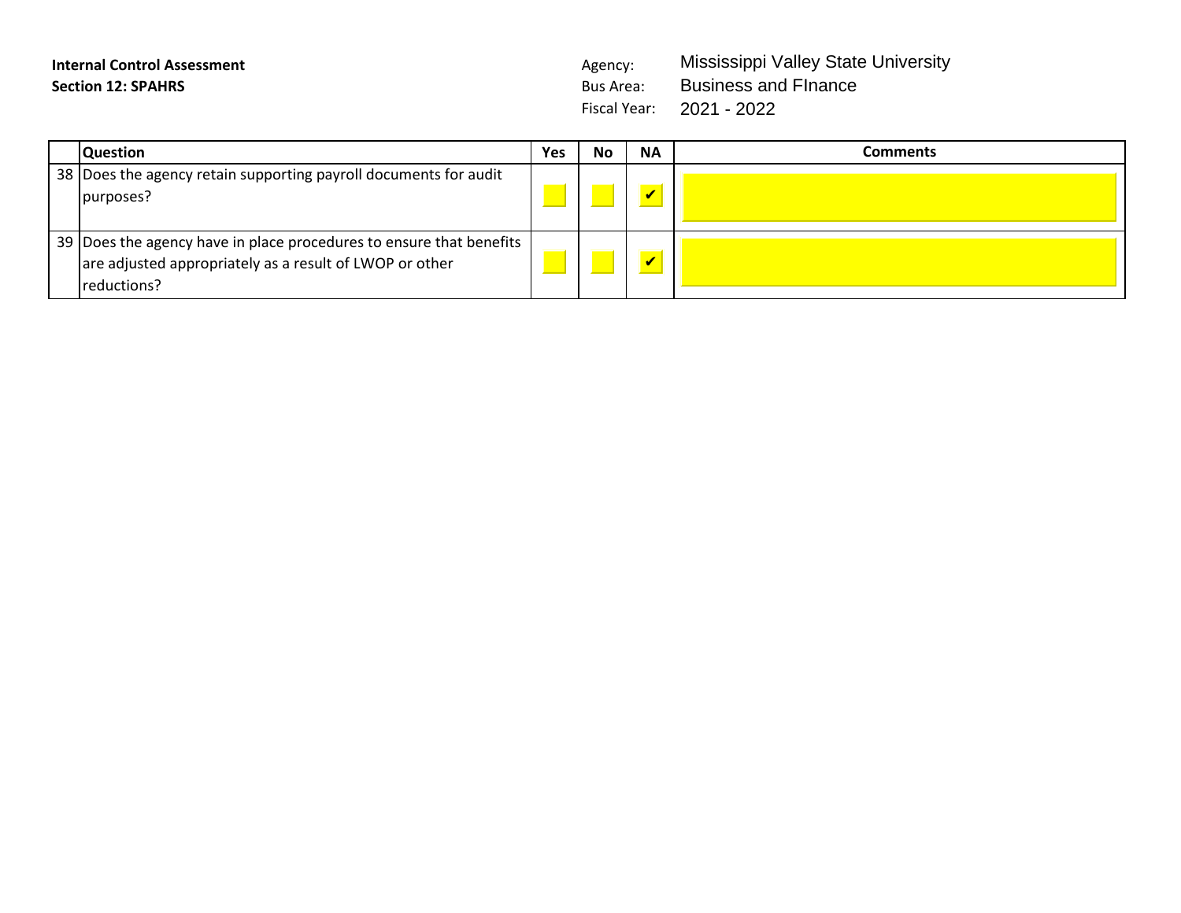**Internal Control Assessment**
**Section 12: SPAHRS**

Agency: Mississippi Valley State University
Bus Area: Business and FInance
Fiscal Year: 2021 - 2022

| | Question | Yes | No | NA | Comments |
|---|---|---|---|---|---|
| 38 | Does the agency retain supporting payroll documents for audit purposes? | | | ✔ | |
| 39 | Does the agency have in place procedures to ensure that benefits are adjusted appropriately as a result of LWOP or other reductions? | | | ✔ | |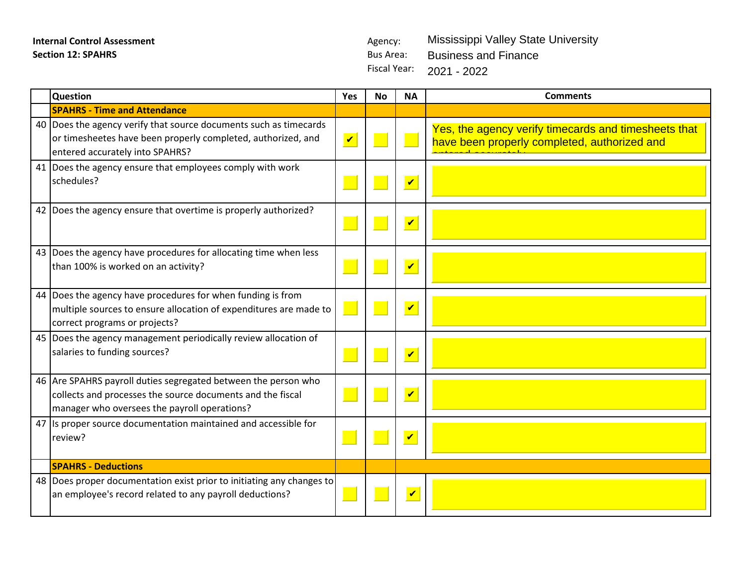**Internal Control Assessment**
**Section 12: SPAHRS**

Agency: Mississippi Valley State University
Bus Area: Business and Finance
Fiscal Year: 2021 - 2022

| | Question | Yes | No | NA | Comments |
|---|---|---|---|---|---|
| | **SPAHRS - Time and Attendance** | | | | |
| 40 | Does the agency verify that source documents such as timecards or timesheetes have been properly completed, authorized, and entered accurately into SPAHRS? | ✔ | | | Yes, the agency verify timecards and timesheets that have been properly completed, authorized and entered accurately. |
| 41 | Does the agency ensure that employees comply with work schedules? | | | ✔ | |
| 42 | Does the agency ensure that overtime is properly authorized? | | | ✔ | |
| 43 | Does the agency have procedures for allocating time when less than 100% is worked on an activity? | | | ✔ | |
| 44 | Does the agency have procedures for when funding is from multiple sources to ensure allocation of expenditures are made to correct programs or projects? | | | ✔ | |
| 45 | Does the agency management periodically review allocation of salaries to funding sources? | | | ✔ | |
| 46 | Are SPAHRS payroll duties segregated between the person who collects and processes the source documents and the fiscal manager who oversees the payroll operations? | | | ✔ | |
| 47 | Is proper source documentation maintained and accessible for review? | | | ✔ | |
| | **SPAHRS - Deductions** | | | | |
| 48 | Does proper documentation exist prior to initiating any changes to an employee's record related to any payroll deductions? | | | ✔ | |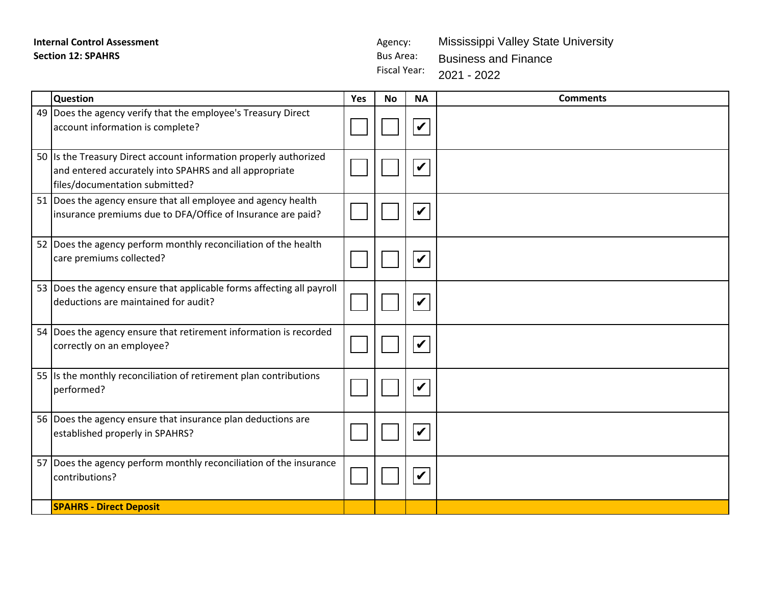**Internal Control Assessment**
**Section 12: SPAHRS**

Agency: Mississippi Valley State University
Bus Area: Business and Finance
Fiscal Year: 2021 - 2022

| | Question | Yes | No | NA | Comments |
|---|---|---|---|---|---|
| 49 | Does the agency verify that the employee's Treasury Direct account information is complete? | ☐ | ☐ | ☑ | |
| 50 | Is the Treasury Direct account information properly authorized and entered accurately into SPAHRS and all appropriate files/documentation submitted? | ☐ | ☐ | ☑ | |
| 51 | Does the agency ensure that all employee and agency health insurance premiums due to DFA/Office of Insurance are paid? | ☐ | ☐ | ☑ | |
| 52 | Does the agency perform monthly reconciliation of the health care premiums collected? | ☐ | ☐ | ☑ | |
| 53 | Does the agency ensure that applicable forms affecting all payroll deductions are maintained for audit? | ☐ | ☐ | ☑ | |
| 54 | Does the agency ensure that retirement information is recorded correctly on an employee? | ☐ | ☐ | ☑ | |
| 55 | Is the monthly reconciliation of retirement plan contributions performed? | ☐ | ☐ | ☑ | |
| 56 | Does the agency ensure that insurance plan deductions are established properly in SPAHRS? | ☐ | ☐ | ☑ | |
| 57 | Does the agency perform monthly reconciliation of the insurance contributions? | ☐ | ☐ | ☑ | |
| | **SPAHRS - Direct Deposit** | | | | |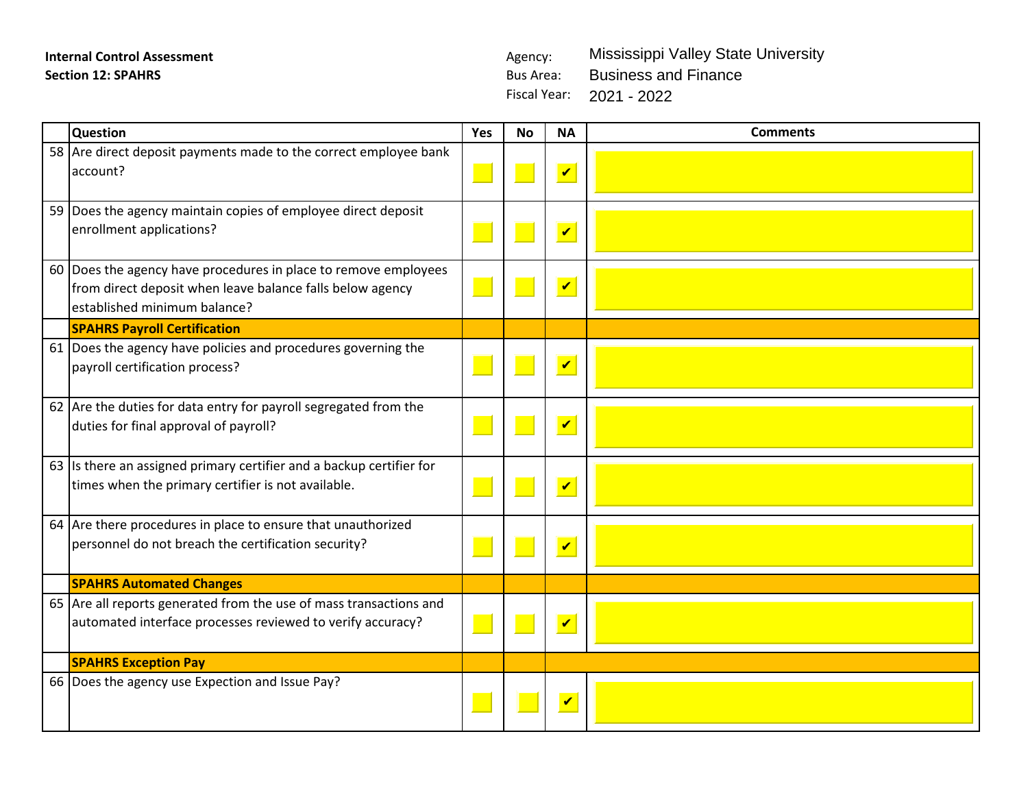**Internal Control Assessment**
**Section 12: SPAHRS**

Agency: Mississippi Valley State University
Bus Area: Business and Finance
Fiscal Year: 2021 - 2022

| | Question | Yes | No | NA | Comments |
|---|---|---|---|---|---|
| 58 | Are direct deposit payments made to the correct employee bank account? | | | ✔ | |
| 59 | Does the agency maintain copies of employee direct deposit enrollment applications? | | | ✔ | |
| 60 | Does the agency have procedures in place to remove employees from direct deposit when leave balance falls below agency established minimum balance? | | | ✔ | |
| | **SPAHRS Payroll Certification** | | | | |
| 61 | Does the agency have policies and procedures governing the payroll certification process? | | | ✔ | |
| 62 | Are the duties for data entry for payroll segregated from the duties for final approval of payroll? | | | ✔ | |
| 63 | Is there an assigned primary certifier and a backup certifier for times when the primary certifier is not available. | | | ✔ | |
| 64 | Are there procedures in place to ensure that unauthorized personnel do not breach the certification security? | | | ✔ | |
| | **SPAHRS Automated Changes** | | | | |
| 65 | Are all reports generated from the use of mass transactions and automated interface processes reviewed to verify accuracy? | | | ✔ | |
| | **SPAHRS Exception Pay** | | | | |
| 66 | Does the agency use Expection and Issue Pay? | | | ✔ | |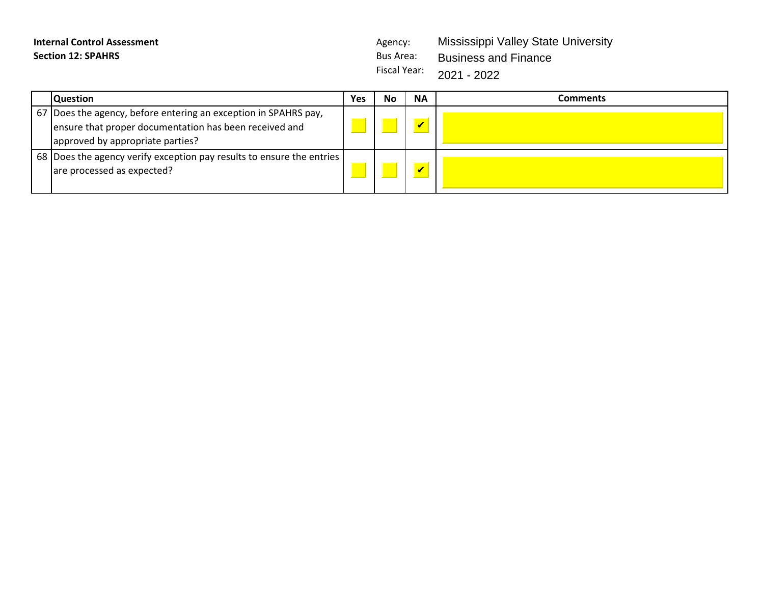**Internal Control Assessment**
**Section 12: SPAHRS**

Agency: Mississippi Valley State University
Bus Area: Business and Finance
Fiscal Year: 2021 - 2022

| | Question | Yes | No | NA | Comments |
|---|---|---|---|---|---|
| 67 | Does the agency, before entering an exception in SPAHRS pay, ensure that proper documentation has been received and approved by appropriate parties? | | | ✔ | |
| 68 | Does the agency verify exception pay results to ensure the entries are processed as expected? | | | ✔ | |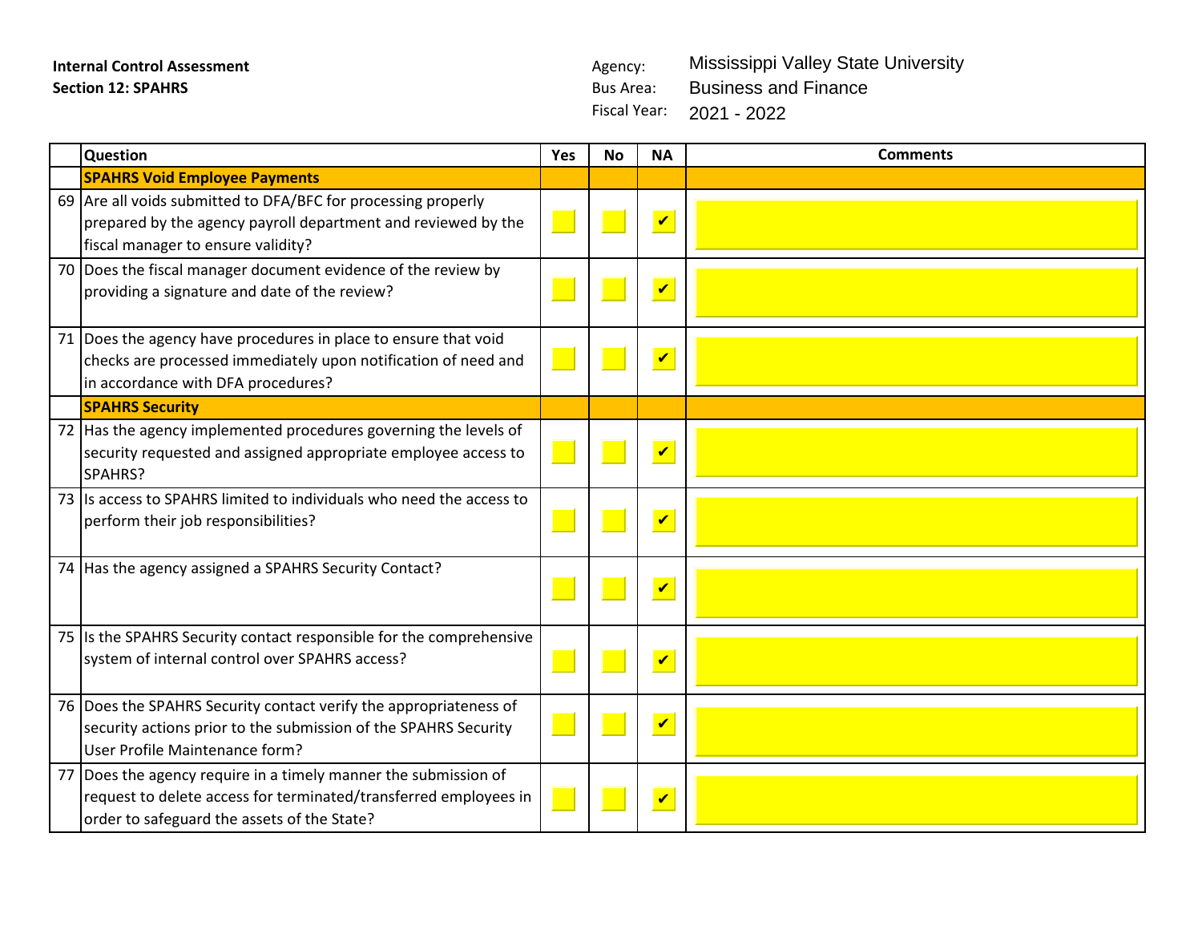**Internal Control Assessment**
**Section 12: SPAHRS**

Agency: Mississippi Valley State University
Bus Area: Business and Finance
Fiscal Year: 2021 - 2022

| | Question | Yes | No | NA | Comments |
|---|---|---|---|---|---|
| | **SPAHRS Void Employee Payments** | | | | |
| 69 | Are all voids submitted to DFA/BFC for processing properly prepared by the agency payroll department and reviewed by the fiscal manager to ensure validity? | | | ✔ | |
| 70 | Does the fiscal manager document evidence of the review by providing a signature and date of the review? | | | ✔ | |
| 71 | Does the agency have procedures in place to ensure that void checks are processed immediately upon notification of need and in accordance with DFA procedures? | | | ✔ | |
| | **SPAHRS Security** | | | | |
| 72 | Has the agency implemented procedures governing the levels of security requested and assigned appropriate employee access to SPAHRS? | | | ✔ | |
| 73 | Is access to SPAHRS limited to individuals who need the access to perform their job responsibilities? | | | ✔ | |
| 74 | Has the agency assigned a SPAHRS Security Contact? | | | ✔ | |
| 75 | Is the SPAHRS Security contact responsible for the comprehensive system of internal control over SPAHRS access? | | | ✔ | |
| 76 | Does the SPAHRS Security contact verify the appropriateness of security actions prior to the submission of the SPAHRS Security User Profile Maintenance form? | | | ✔ | |
| 77 | Does the agency require in a timely manner the submission of request to delete access for terminated/transferred employees in order to safeguard the assets of the State? | | | ✔ | |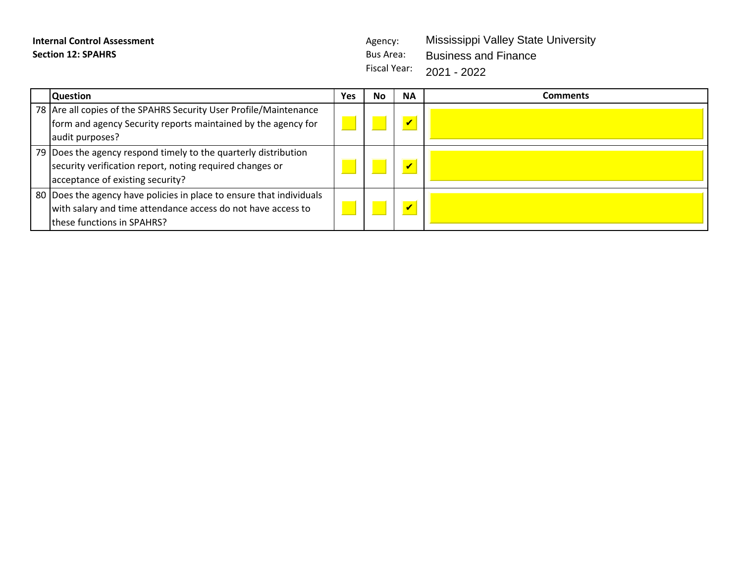**Internal Control Assessment**
**Section 12: SPAHRS**

Agency: Mississippi Valley State University
Bus Area: Business and Finance
Fiscal Year: 2021 - 2022

| | Question | Yes | No | NA | Comments |
|---|---|---|---|---|---|
| 78 | Are all copies of the SPAHRS Security User Profile/Maintenance form and agency Security reports maintained by the agency for audit purposes? | | | ✔ | |
| 79 | Does the agency respond timely to the quarterly distribution security verification report, noting required changes or acceptance of existing security? | | | ✔ | |
| 80 | Does the agency have policies in place to ensure that individuals with salary and time attendance access do not have access to these functions in SPAHRS? | | | ✔ | |